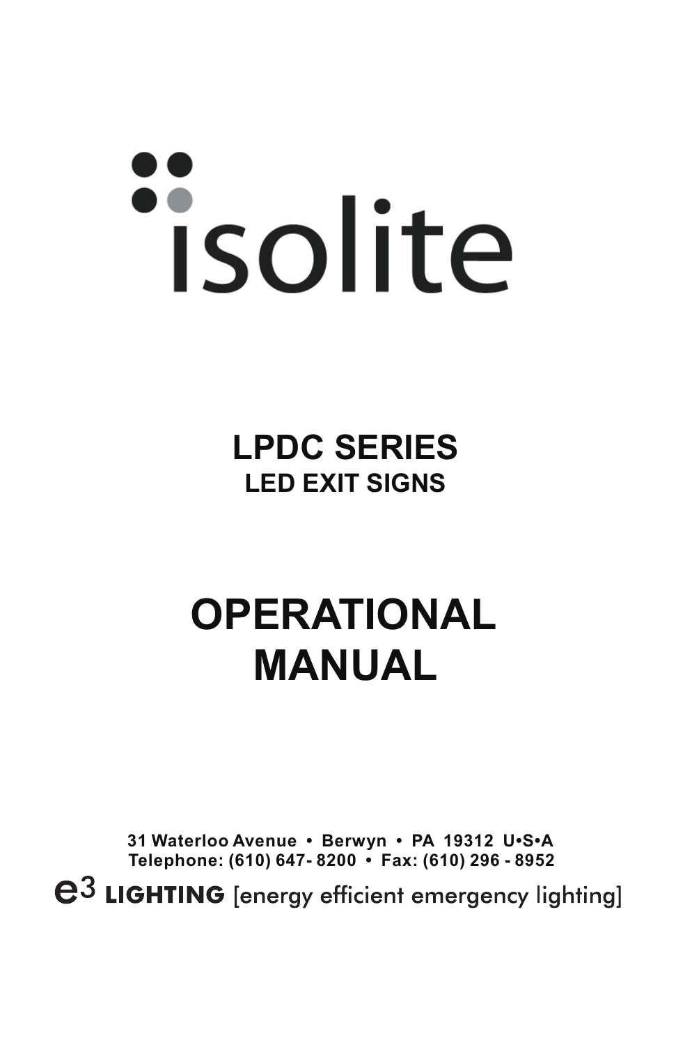isolite

# LPDC SERIES

## LED EXIT SIGNS

# OPERATIONAL MANUAL

**31 Waterloo Avenue • Berwyn • PA 19312 U•S•A**
**Telephone: (610) 647- 8200 • Fax: (610) 296 - 8952**

e3 **LIGHTING** [energy efficient emergency lighting]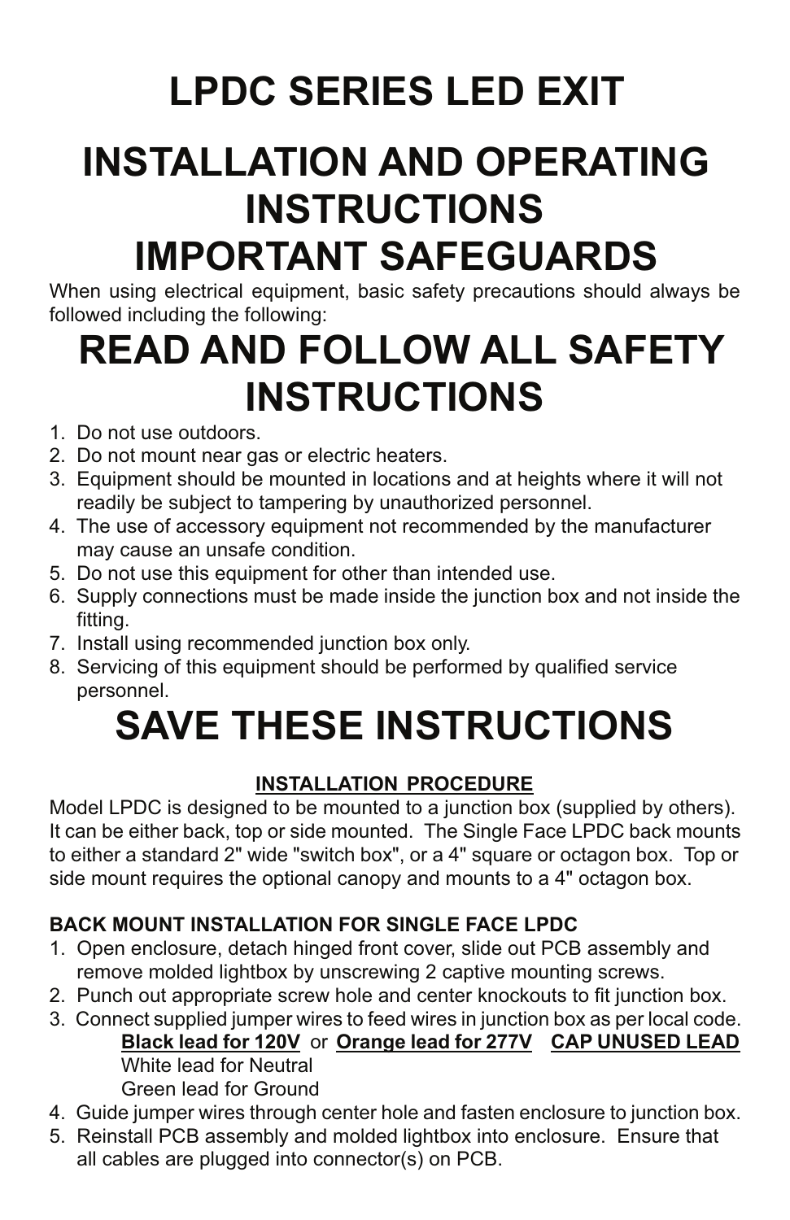# LPDC SERIES LED EXIT

# INSTALLATION AND OPERATING INSTRUCTIONS
# IMPORTANT SAFEGUARDS

When using electrical equipment, basic safety precautions should always be followed including the following:

# READ AND FOLLOW ALL SAFETY INSTRUCTIONS

1. Do not use outdoors.
2. Do not mount near gas or electric heaters.
3. Equipment should be mounted in locations and at heights where it will not readily be subject to tampering by unauthorized personnel.
4. The use of accessory equipment not recommended by the manufacturer may cause an unsafe condition.
5. Do not use this equipment for other than intended use.
6. Supply connections must be made inside the junction box and not inside the fitting.
7. Install using recommended junction box only.
8. Servicing of this equipment should be performed by qualified service personnel.

# SAVE THESE INSTRUCTIONS

**INSTALLATION PROCEDURE**

Model LPDC is designed to be mounted to a junction box (supplied by others). It can be either back, top or side mounted. The Single Face LPDC back mounts to either a standard 2" wide "switch box", or a 4" square or octagon box. Top or side mount requires the optional canopy and mounts to a 4" octagon box.

**BACK MOUNT INSTALLATION FOR SINGLE FACE LPDC**

1. Open enclosure, detach hinged front cover, slide out PCB assembly and remove molded lightbox by unscrewing 2 captive mounting screws.
2. Punch out appropriate screw hole and center knockouts to fit junction box.
3. Connect supplied jumper wires to feed wires in junction box as per local code.
   **Black lead for 120V** or **Orange lead for 277V** **CAP UNUSED LEAD**
   White lead for Neutral
   Green lead for Ground
4. Guide jumper wires through center hole and fasten enclosure to junction box.
5. Reinstall PCB assembly and molded lightbox into enclosure. Ensure that all cables are plugged into connector(s) on PCB.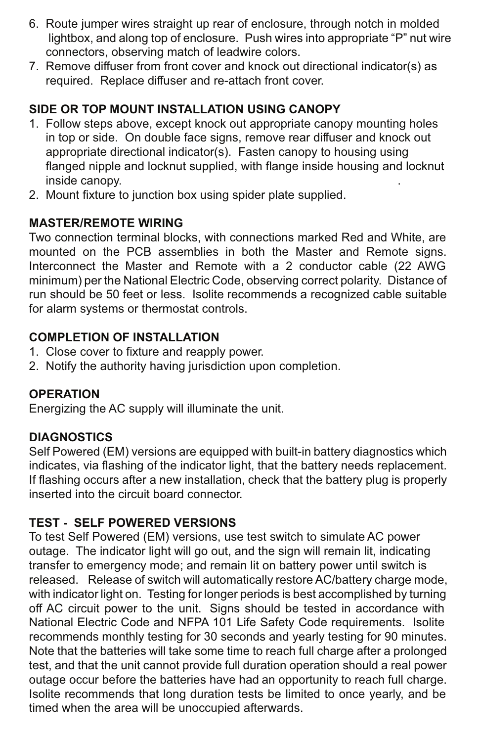6. Route jumper wires straight up rear of enclosure, through notch in molded lightbox, and along top of enclosure. Push wires into appropriate "P" nut wire connectors, observing match of leadwire colors.
7. Remove diffuser from front cover and knock out directional indicator(s) as required. Replace diffuser and re-attach front cover.

**SIDE OR TOP MOUNT INSTALLATION USING CANOPY**

1. Follow steps above, except knock out appropriate canopy mounting holes in top or side. On double face signs, remove rear diffuser and knock out appropriate directional indicator(s). Fasten canopy to housing using flanged nipple and locknut supplied, with flange inside housing and locknut inside canopy.
2. Mount fixture to junction box using spider plate supplied.

**MASTER/REMOTE WIRING**

Two connection terminal blocks, with connections marked Red and White, are mounted on the PCB assemblies in both the Master and Remote signs. Interconnect the Master and Remote with a 2 conductor cable (22 AWG minimum) per the National Electric Code, observing correct polarity. Distance of run should be 50 feet or less. Isolite recommends a recognized cable suitable for alarm systems or thermostat controls.

**COMPLETION OF INSTALLATION**

1. Close cover to fixture and reapply power.
2. Notify the authority having jurisdiction upon completion.

**OPERATION**

Energizing the AC supply will illuminate the unit.

**DIAGNOSTICS**

Self Powered (EM) versions are equipped with built-in battery diagnostics which indicates, via flashing of the indicator light, that the battery needs replacement. If flashing occurs after a new installation, check that the battery plug is properly inserted into the circuit board connector.

**TEST - SELF POWERED VERSIONS**

To test Self Powered (EM) versions, use test switch to simulate AC power outage. The indicator light will go out, and the sign will remain lit, indicating transfer to emergency mode; and remain lit on battery power until switch is released. Release of switch will automatically restore AC/battery charge mode, with indicator light on. Testing for longer periods is best accomplished by turning off AC circuit power to the unit. Signs should be tested in accordance with National Electric Code and NFPA 101 Life Safety Code requirements. Isolite recommends monthly testing for 30 seconds and yearly testing for 90 minutes. Note that the batteries will take some time to reach full charge after a prolonged test, and that the unit cannot provide full duration operation should a real power outage occur before the batteries have had an opportunity to reach full charge. Isolite recommends that long duration tests be limited to once yearly, and be timed when the area will be unoccupied afterwards.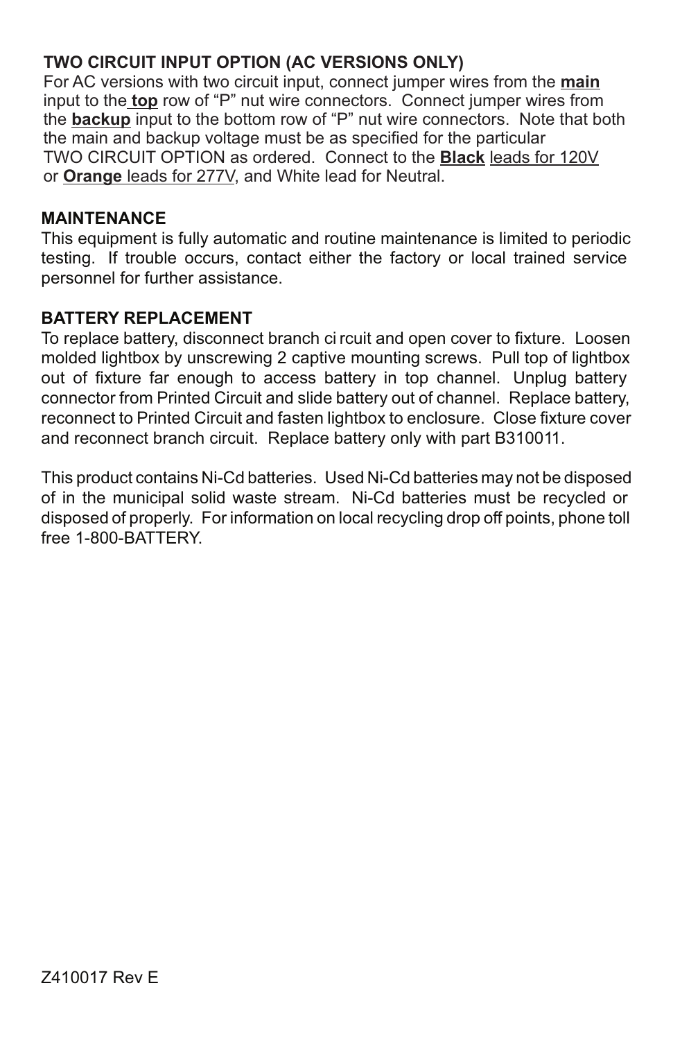## TWO CIRCUIT INPUT OPTION (AC VERSIONS ONLY)

For AC versions with two circuit input, connect jumper wires from the **main** input to the **top** row of "P" nut wire connectors. Connect jumper wires from the **backup** input to the bottom row of "P" nut wire connectors. Note that both the main and backup voltage must be as specified for the particular TWO CIRCUIT OPTION as ordered. Connect to the **Black** leads for 120V or **Orange** leads for 277V, and White lead for Neutral.

## MAINTENANCE

This equipment is fully automatic and routine maintenance is limited to periodic testing. If trouble occurs, contact either the factory or local trained service personnel for further assistance.

## BATTERY REPLACEMENT

To replace battery, disconnect branch circuit and open cover to fixture. Loosen molded lightbox by unscrewing 2 captive mounting screws. Pull top of lightbox out of fixture far enough to access battery in top channel. Unplug battery connector from Printed Circuit and slide battery out of channel. Replace battery, reconnect to Printed Circuit and fasten lightbox to enclosure. Close fixture cover and reconnect branch circuit. Replace battery only with part B310011.

This product contains Ni-Cd batteries. Used Ni-Cd batteries may not be disposed of in the municipal solid waste stream. Ni-Cd batteries must be recycled or disposed of properly. For information on local recycling drop off points, phone toll free 1-800-BATTERY.

Z410017 Rev E